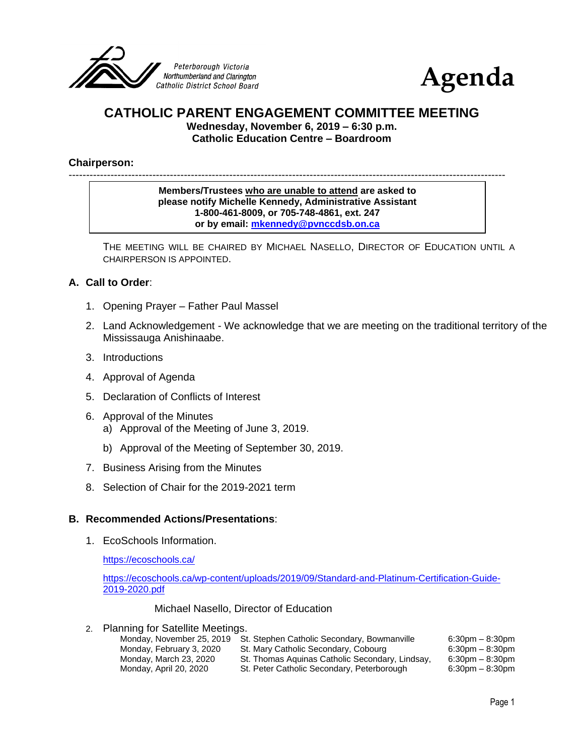Peterborough Victoria Northumberland and Clarington Catholic District School Board

# Agenda

## CATHOLIC PARENT ENGAGEMENT COMMITTEE MEETING

**Wednesday, November 6, 2019 – 6:30 p.m.**
**Catholic Education Centre – Boardroom**

**Chairperson:**

---

**Members/Trustees <u>who are unable to attend</u> are asked to please notify Michelle Kennedy, Administrative Assistant 1-800-461-8009, or 705-748-4861, ext. 247 or by email: [mkennedy@pvnccdsb.on.ca](mailto:mkennedy@pvnccdsb.on.ca)**

THE MEETING WILL BE CHAIRED BY MICHAEL NASELLO, DIRECTOR OF EDUCATION UNTIL A CHAIRPERSON IS APPOINTED.

### A. Call to Order:

1. Opening Prayer – Father Paul Massel
2. Land Acknowledgement - We acknowledge that we are meeting on the traditional territory of the Mississauga Anishinaabe.
3. Introductions
4. Approval of Agenda
5. Declaration of Conflicts of Interest
6. Approval of the Minutes
   a) Approval of the Meeting of June 3, 2019.
   b) Approval of the Meeting of September 30, 2019.
7. Business Arising from the Minutes
8. Selection of Chair for the 2019-2021 term

### B. Recommended Actions/Presentations:

1. EcoSchools Information.

   https://ecoschools.ca/

   https://ecoschools.ca/wp-content/uploads/2019/09/Standard-and-Platinum-Certification-Guide-2019-2020.pdf

   Michael Nasello, Director of Education

2. Planning for Satellite Meetings.

| | | |
|---|---|---|
| Monday, November 25, 2019 | St. Stephen Catholic Secondary, Bowmanville | 6:30pm – 8:30pm |
| Monday, February 3, 2020 | St. Mary Catholic Secondary, Cobourg | 6:30pm – 8:30pm |
| Monday, March 23, 2020 | St. Thomas Aquinas Catholic Secondary, Lindsay, | 6:30pm – 8:30pm |
| Monday, April 20, 2020 | St. Peter Catholic Secondary, Peterborough | 6:30pm – 8:30pm |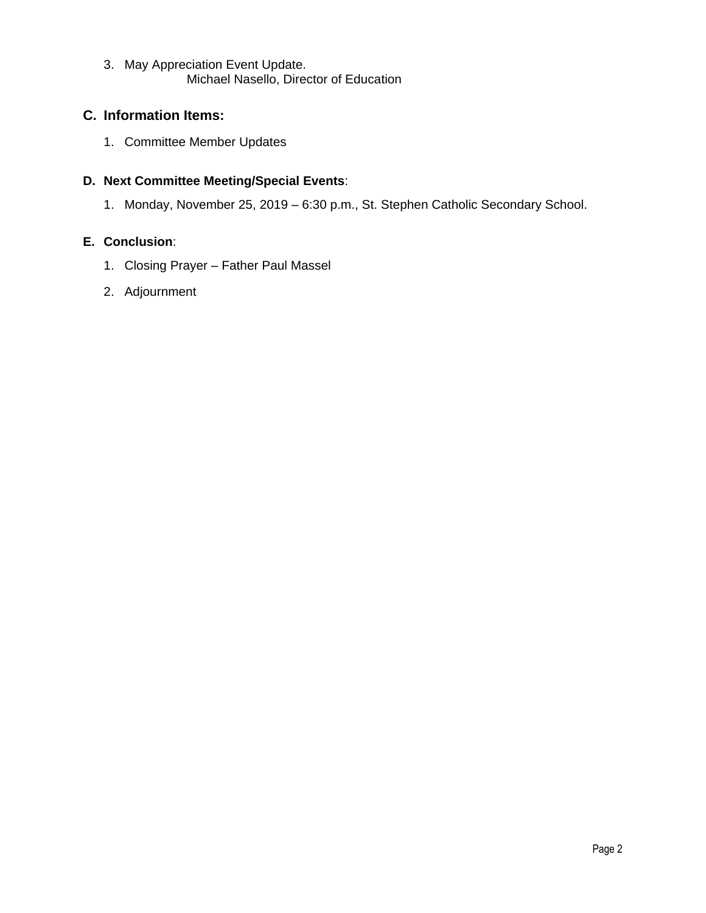3. May Appreciation Event Update.
   Michael Nasello, Director of Education

### C. Information Items:

1. Committee Member Updates

### D. Next Committee Meeting/Special Events:

1. Monday, November 25, 2019 – 6:30 p.m., St. Stephen Catholic Secondary School.

### E. Conclusion:

1. Closing Prayer – Father Paul Massel
2. Adjournment